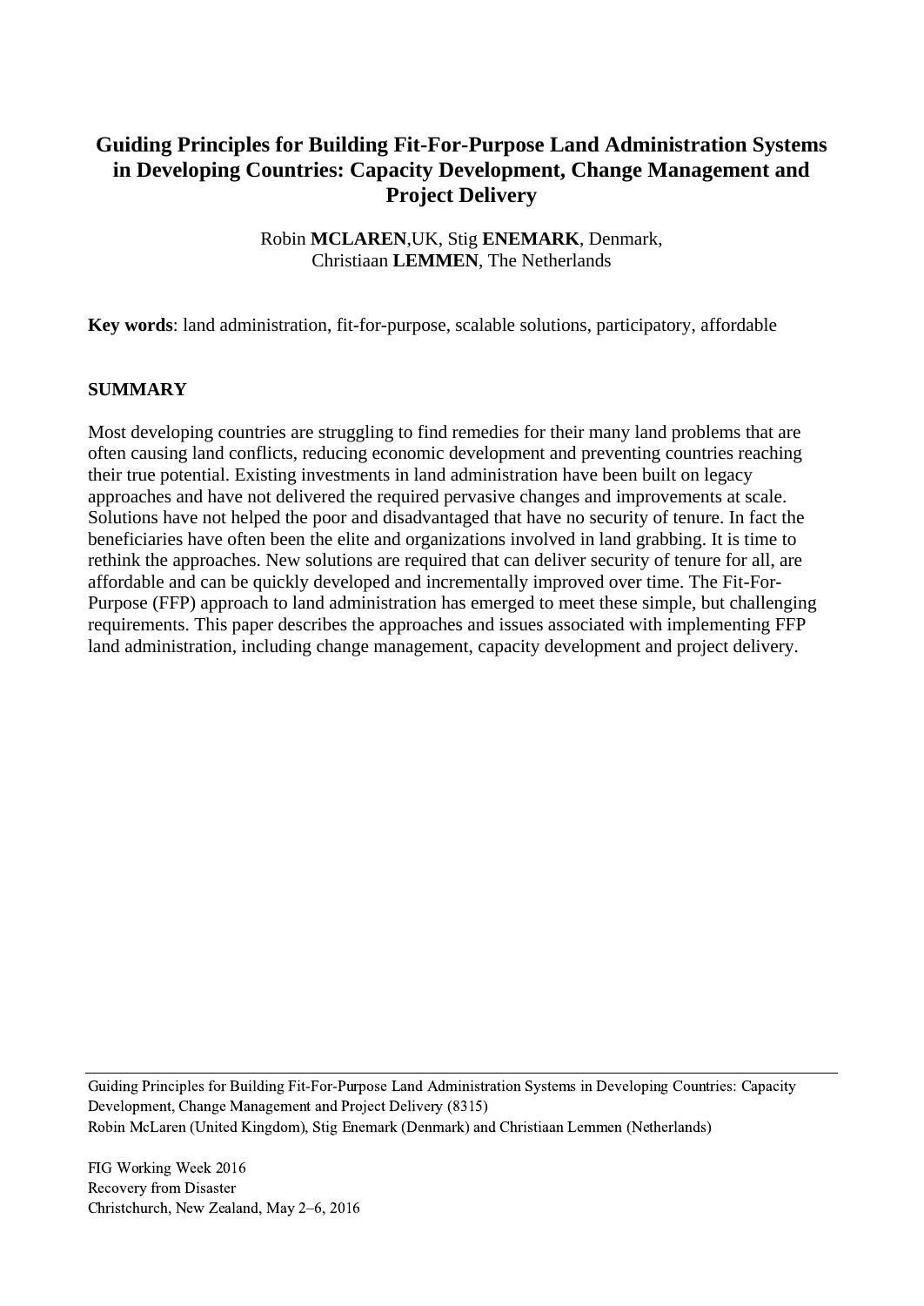# Guiding Principles for Building Fit-For-Purpose Land Administration Systems in Developing Countries: Capacity Development, Change Management and Project Delivery

Robin **MCLAREN**,UK, Stig **ENEMARK**, Denmark,
Christiaan **LEMMEN**, The Netherlands

**Key words**: land administration, fit-for-purpose, scalable solutions, participatory, affordable

## SUMMARY

Most developing countries are struggling to find remedies for their many land problems that are often causing land conflicts, reducing economic development and preventing countries reaching their true potential. Existing investments in land administration have been built on legacy approaches and have not delivered the required pervasive changes and improvements at scale. Solutions have not helped the poor and disadvantaged that have no security of tenure. In fact the beneficiaries have often been the elite and organizations involved in land grabbing. It is time to rethink the approaches. New solutions are required that can deliver security of tenure for all, are affordable and can be quickly developed and incrementally improved over time. The Fit-For-Purpose (FFP) approach to land administration has emerged to meet these simple, but challenging requirements. This paper describes the approaches and issues associated with implementing FFP land administration, including change management, capacity development and project delivery.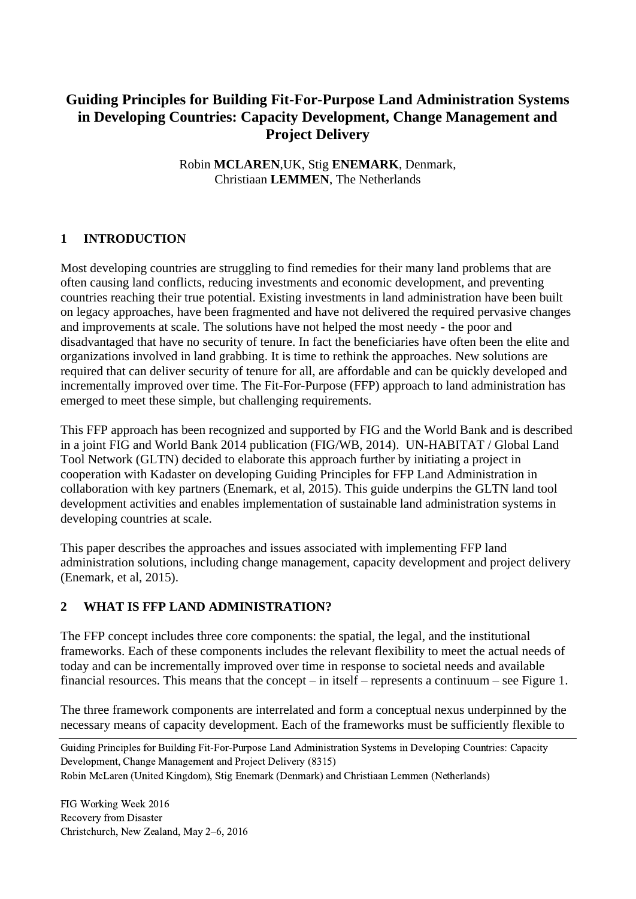# Guiding Principles for Building Fit-For-Purpose Land Administration Systems in Developing Countries: Capacity Development, Change Management and Project Delivery

Robin **MCLAREN**,UK, Stig **ENEMARK**, Denmark, Christiaan **LEMMEN**, The Netherlands

## 1 INTRODUCTION

Most developing countries are struggling to find remedies for their many land problems that are often causing land conflicts, reducing investments and economic development, and preventing countries reaching their true potential. Existing investments in land administration have been built on legacy approaches, have been fragmented and have not delivered the required pervasive changes and improvements at scale. The solutions have not helped the most needy - the poor and disadvantaged that have no security of tenure. In fact the beneficiaries have often been the elite and organizations involved in land grabbing. It is time to rethink the approaches. New solutions are required that can deliver security of tenure for all, are affordable and can be quickly developed and incrementally improved over time. The Fit-For-Purpose (FFP) approach to land administration has emerged to meet these simple, but challenging requirements.

This FFP approach has been recognized and supported by FIG and the World Bank and is described in a joint FIG and World Bank 2014 publication (FIG/WB, 2014). UN-HABITAT / Global Land Tool Network (GLTN) decided to elaborate this approach further by initiating a project in cooperation with Kadaster on developing Guiding Principles for FFP Land Administration in collaboration with key partners (Enemark, et al, 2015). This guide underpins the GLTN land tool development activities and enables implementation of sustainable land administration systems in developing countries at scale.

This paper describes the approaches and issues associated with implementing FFP land administration solutions, including change management, capacity development and project delivery (Enemark, et al, 2015).

## 2 WHAT IS FFP LAND ADMINISTRATION?

The FFP concept includes three core components: the spatial, the legal, and the institutional frameworks. Each of these components includes the relevant flexibility to meet the actual needs of today and can be incrementally improved over time in response to societal needs and available financial resources. This means that the concept – in itself – represents a continuum – see Figure 1.

The three framework components are interrelated and form a conceptual nexus underpinned by the necessary means of capacity development. Each of the frameworks must be sufficiently flexible to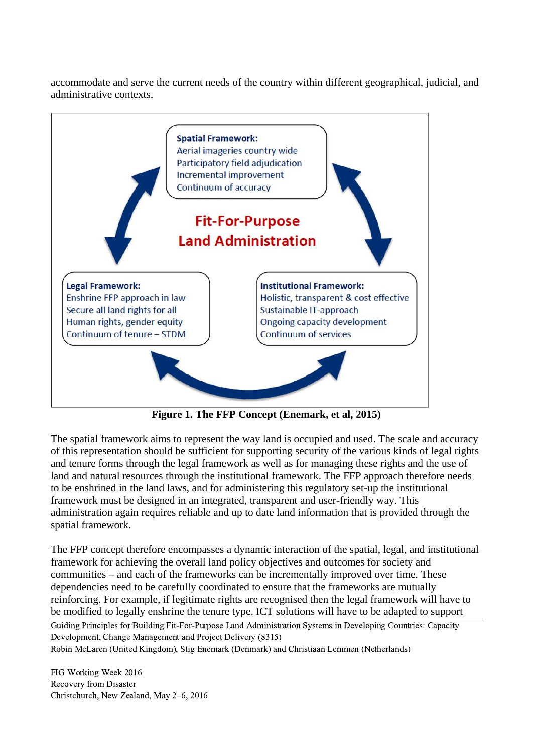accommodate and serve the current needs of the country within different geographical, judicial, and administrative contexts.

Spatial Framework:
Aerial imageries country wide
Participatory field adjudication
Incremental improvement
Continuum of accuracy

Fit-For-Purpose
Land Administration

Legal Framework:
Enshrine FFP approach in law
Secure all land rights for all
Human rights, gender equity
Continuum of tenure – STDM

Institutional Framework:
Holistic, transparent & cost effective
Sustainable IT-approach
Ongoing capacity development
Continuum of services

**Figure 1. The FFP Concept (Enemark, et al, 2015)**

The spatial framework aims to represent the way land is occupied and used. The scale and accuracy of this representation should be sufficient for supporting security of the various kinds of legal rights and tenure forms through the legal framework as well as for managing these rights and the use of land and natural resources through the institutional framework. The FFP approach therefore needs to be enshrined in the land laws, and for administering this regulatory set-up the institutional framework must be designed in an integrated, transparent and user-friendly way. This administration again requires reliable and up to date land information that is provided through the spatial framework.

The FFP concept therefore encompasses a dynamic interaction of the spatial, legal, and institutional framework for achieving the overall land policy objectives and outcomes for society and communities – and each of the frameworks can be incrementally improved over time. These dependencies need to be carefully coordinated to ensure that the frameworks are mutually reinforcing. For example, if legitimate rights are recognised then the legal framework will have to be modified to legally enshrine the tenure type, ICT solutions will have to be adapted to support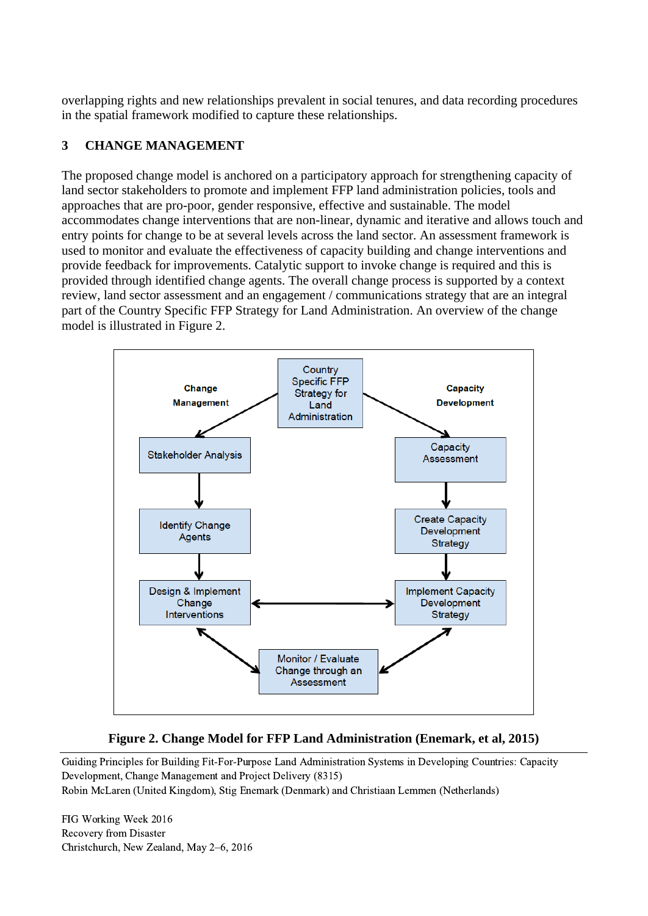overlapping rights and new relationships prevalent in social tenures, and data recording procedures in the spatial framework modified to capture these relationships.

## 3 CHANGE MANAGEMENT

The proposed change model is anchored on a participatory approach for strengthening capacity of land sector stakeholders to promote and implement FFP land administration policies, tools and approaches that are pro-poor, gender responsive, effective and sustainable. The model accommodates change interventions that are non-linear, dynamic and iterative and allows touch and entry points for change to be at several levels across the land sector. An assessment framework is used to monitor and evaluate the effectiveness of capacity building and change interventions and provide feedback for improvements. Catalytic support to invoke change is required and this is provided through identified change agents. The overall change process is supported by a context review, land sector assessment and an engagement / communications strategy that are an integral part of the Country Specific FFP Strategy for Land Administration. An overview of the change model is illustrated in Figure 2.

Country Specific FFP Strategy for Land Administration

Change Management

Capacity Development

Stakeholder Analysis

Capacity Assessment

Identify Change Agents

Create Capacity Development Strategy

Design & Implement Change Interventions

Implement Capacity Development Strategy

Monitor / Evaluate Change through an Assessment

**Figure 2. Change Model for FFP Land Administration (Enemark, et al, 2015)**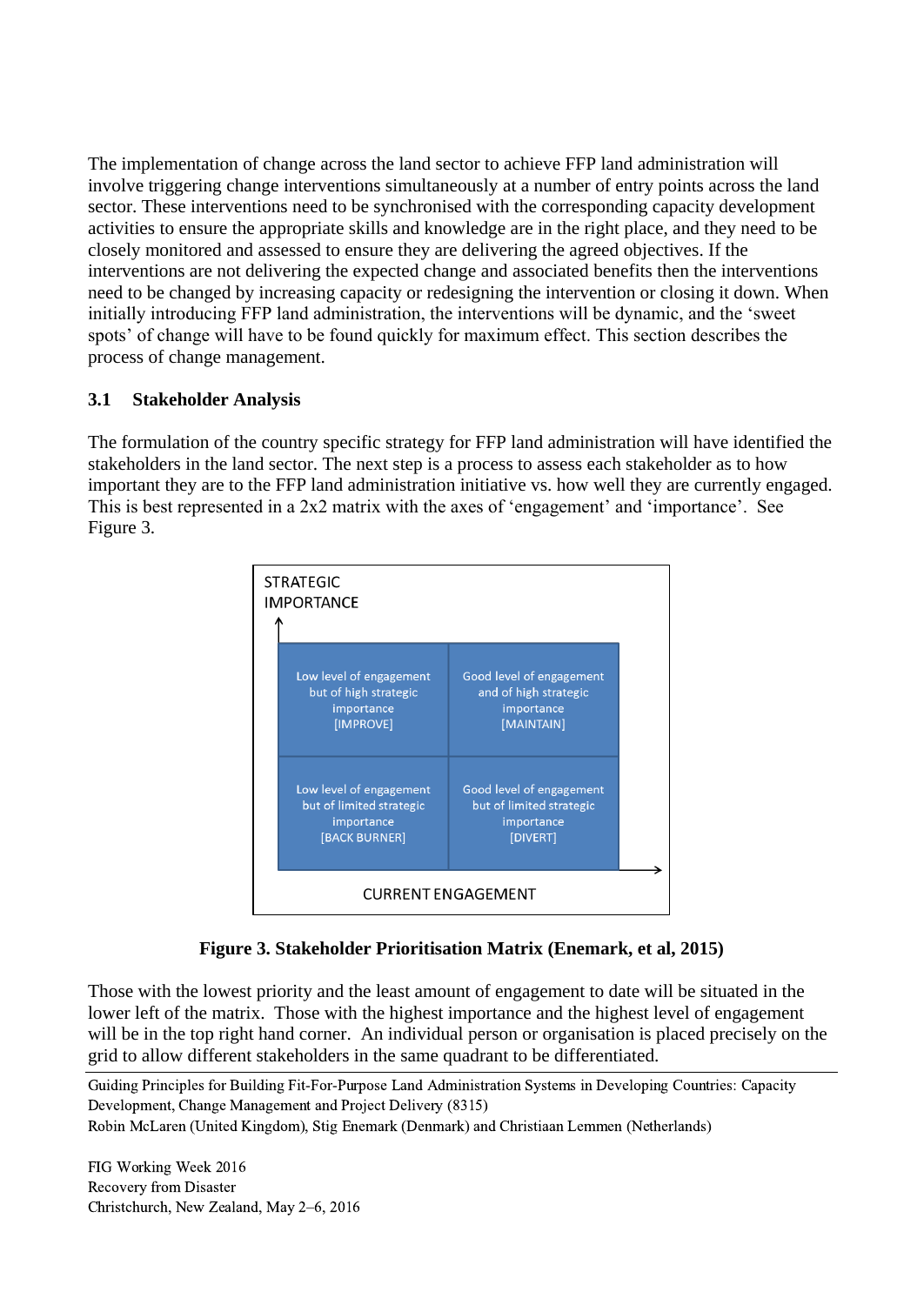The implementation of change across the land sector to achieve FFP land administration will involve triggering change interventions simultaneously at a number of entry points across the land sector. These interventions need to be synchronised with the corresponding capacity development activities to ensure the appropriate skills and knowledge are in the right place, and they need to be closely monitored and assessed to ensure they are delivering the agreed objectives. If the interventions are not delivering the expected change and associated benefits then the interventions need to be changed by increasing capacity or redesigning the intervention or closing it down. When initially introducing FFP land administration, the interventions will be dynamic, and the 'sweet spots' of change will have to be found quickly for maximum effect. This section describes the process of change management.

### 3.1 Stakeholder Analysis

The formulation of the country specific strategy for FFP land administration will have identified the stakeholders in the land sector. The next step is a process to assess each stakeholder as to how important they are to the FFP land administration initiative vs. how well they are currently engaged. This is best represented in a 2x2 matrix with the axes of 'engagement' and 'importance'. See Figure 3.

STRATEGIC IMPORTANCE

Low level of engagement but of high strategic importance [IMPROVE]

Good level of engagement and of high strategic importance [MAINTAIN]

Low level of engagement but of limited strategic importance [BACK BURNER]

Good level of engagement but of limited strategic importance [DIVERT]

CURRENT ENGAGEMENT

**Figure 3. Stakeholder Prioritisation Matrix (Enemark, et al, 2015)**

Those with the lowest priority and the least amount of engagement to date will be situated in the lower left of the matrix. Those with the highest importance and the highest level of engagement will be in the top right hand corner. An individual person or organisation is placed precisely on the grid to allow different stakeholders in the same quadrant to be differentiated.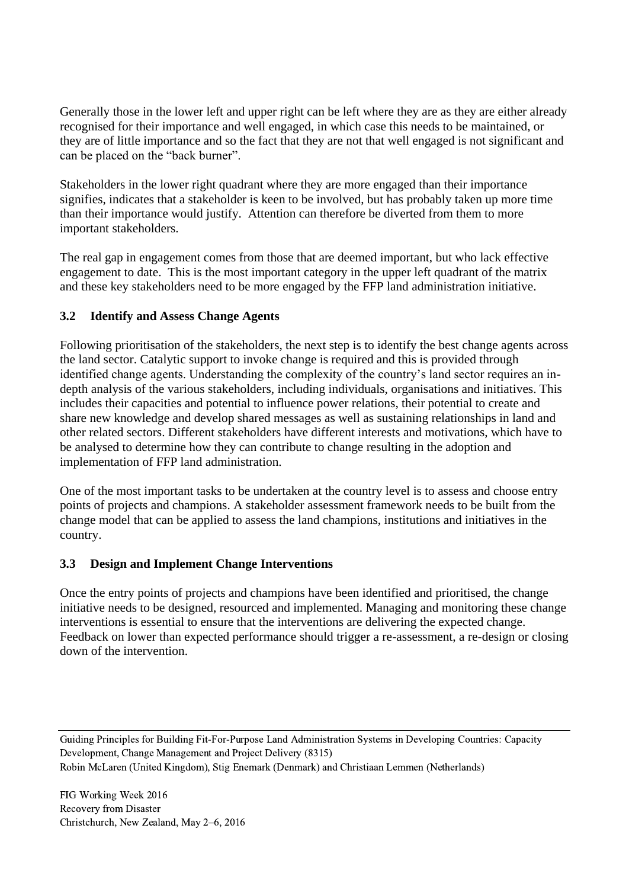Generally those in the lower left and upper right can be left where they are as they are either already recognised for their importance and well engaged, in which case this needs to be maintained, or they are of little importance and so the fact that they are not that well engaged is not significant and can be placed on the "back burner".

Stakeholders in the lower right quadrant where they are more engaged than their importance signifies, indicates that a stakeholder is keen to be involved, but has probably taken up more time than their importance would justify. Attention can therefore be diverted from them to more important stakeholders.

The real gap in engagement comes from those that are deemed important, but who lack effective engagement to date. This is the most important category in the upper left quadrant of the matrix and these key stakeholders need to be more engaged by the FFP land administration initiative.

### 3.2 Identify and Assess Change Agents

Following prioritisation of the stakeholders, the next step is to identify the best change agents across the land sector. Catalytic support to invoke change is required and this is provided through identified change agents. Understanding the complexity of the country's land sector requires an in-depth analysis of the various stakeholders, including individuals, organisations and initiatives. This includes their capacities and potential to influence power relations, their potential to create and share new knowledge and develop shared messages as well as sustaining relationships in land and other related sectors. Different stakeholders have different interests and motivations, which have to be analysed to determine how they can contribute to change resulting in the adoption and implementation of FFP land administration.

One of the most important tasks to be undertaken at the country level is to assess and choose entry points of projects and champions. A stakeholder assessment framework needs to be built from the change model that can be applied to assess the land champions, institutions and initiatives in the country.

### 3.3 Design and Implement Change Interventions

Once the entry points of projects and champions have been identified and prioritised, the change initiative needs to be designed, resourced and implemented. Managing and monitoring these change interventions is essential to ensure that the interventions are delivering the expected change. Feedback on lower than expected performance should trigger a re-assessment, a re-design or closing down of the intervention.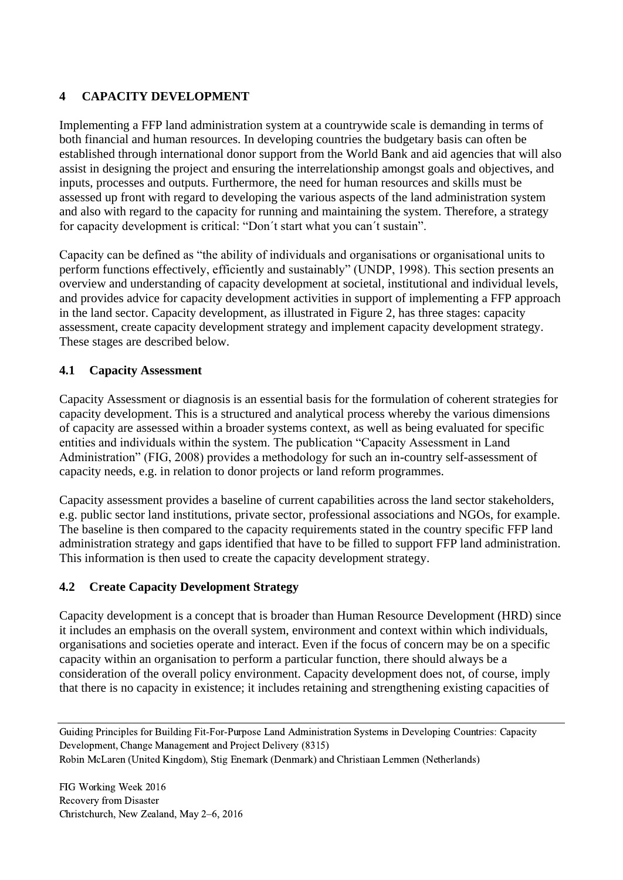## 4 CAPACITY DEVELOPMENT

Implementing a FFP land administration system at a countrywide scale is demanding in terms of both financial and human resources. In developing countries the budgetary basis can often be established through international donor support from the World Bank and aid agencies that will also assist in designing the project and ensuring the interrelationship amongst goals and objectives, and inputs, processes and outputs. Furthermore, the need for human resources and skills must be assessed up front with regard to developing the various aspects of the land administration system and also with regard to the capacity for running and maintaining the system. Therefore, a strategy for capacity development is critical: "Don´t start what you can´t sustain".

Capacity can be defined as "the ability of individuals and organisations or organisational units to perform functions effectively, efficiently and sustainably" (UNDP, 1998). This section presents an overview and understanding of capacity development at societal, institutional and individual levels, and provides advice for capacity development activities in support of implementing a FFP approach in the land sector. Capacity development, as illustrated in Figure 2, has three stages: capacity assessment, create capacity development strategy and implement capacity development strategy. These stages are described below.

### 4.1 Capacity Assessment

Capacity Assessment or diagnosis is an essential basis for the formulation of coherent strategies for capacity development. This is a structured and analytical process whereby the various dimensions of capacity are assessed within a broader systems context, as well as being evaluated for specific entities and individuals within the system. The publication "Capacity Assessment in Land Administration" (FIG, 2008) provides a methodology for such an in-country self-assessment of capacity needs, e.g. in relation to donor projects or land reform programmes.

Capacity assessment provides a baseline of current capabilities across the land sector stakeholders, e.g. public sector land institutions, private sector, professional associations and NGOs, for example. The baseline is then compared to the capacity requirements stated in the country specific FFP land administration strategy and gaps identified that have to be filled to support FFP land administration. This information is then used to create the capacity development strategy.

### 4.2 Create Capacity Development Strategy

Capacity development is a concept that is broader than Human Resource Development (HRD) since it includes an emphasis on the overall system, environment and context within which individuals, organisations and societies operate and interact. Even if the focus of concern may be on a specific capacity within an organisation to perform a particular function, there should always be a consideration of the overall policy environment. Capacity development does not, of course, imply that there is no capacity in existence; it includes retaining and strengthening existing capacities of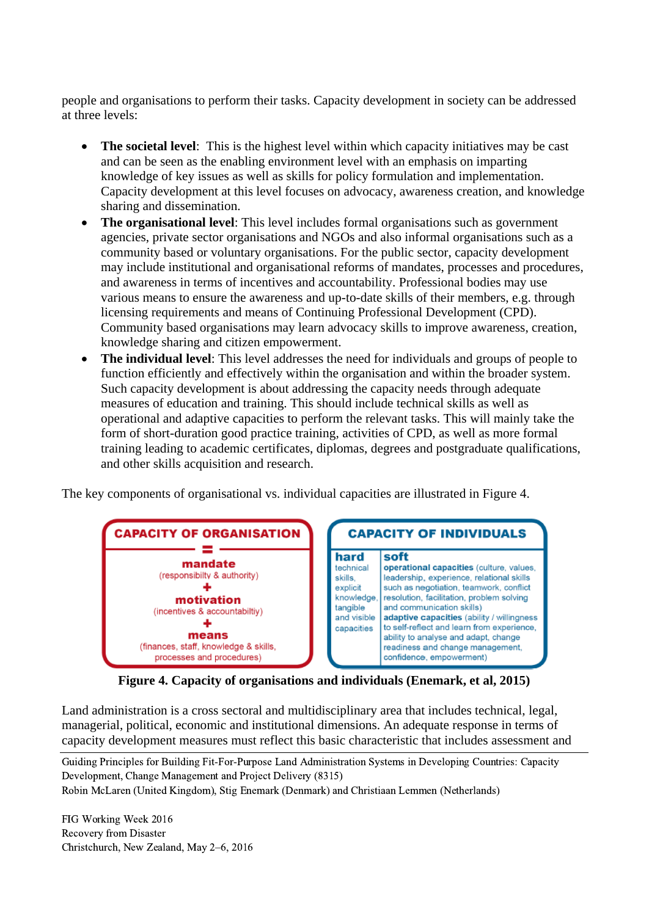people and organisations to perform their tasks. Capacity development in society can be addressed at three levels:

- **The societal level**: This is the highest level within which capacity initiatives may be cast and can be seen as the enabling environment level with an emphasis on imparting knowledge of key issues as well as skills for policy formulation and implementation. Capacity development at this level focuses on advocacy, awareness creation, and knowledge sharing and dissemination.
- **The organisational level**: This level includes formal organisations such as government agencies, private sector organisations and NGOs and also informal organisations such as a community based or voluntary organisations. For the public sector, capacity development may include institutional and organisational reforms of mandates, processes and procedures, and awareness in terms of incentives and accountability. Professional bodies may use various means to ensure the awareness and up-to-date skills of their members, e.g. through licensing requirements and means of Continuing Professional Development (CPD). Community based organisations may learn advocacy skills to improve awareness, creation, knowledge sharing and citizen empowerment.
- **The individual level**: This level addresses the need for individuals and groups of people to function efficiently and effectively within the organisation and within the broader system. Such capacity development is about addressing the capacity needs through adequate measures of education and training. This should include technical skills as well as operational and adaptive capacities to perform the relevant tasks. This will mainly take the form of short-duration good practice training, activities of CPD, as well as more formal training leading to academic certificates, diplomas, degrees and postgraduate qualifications, and other skills acquisition and research.

The key components of organisational vs. individual capacities are illustrated in Figure 4.

CAPACITY OF ORGANISATION

=

mandate
(responsibilty & authority)

+

motivation
(incentives & accountabiltiy)

+

means
(finances, staff, knowledge & skills, processes and procedures)

CAPACITY OF INDIVIDUALS

hard
technical skills, explicit knowledge, tangible and visible capacities

soft
operational capacities (culture, values, leadership, experience, relational skills such as negotiation, teamwork, conflict resolution, facilitation, problem solving and communication skills)
adaptive capacities (ability / willingness to self-reflect and learn from experience, ability to analyse and adapt, change readiness and change management, confidence, empowerment)

**Figure 4. Capacity of organisations and individuals (Enemark, et al, 2015)**

Land administration is a cross sectoral and multidisciplinary area that includes technical, legal, managerial, political, economic and institutional dimensions. An adequate response in terms of capacity development measures must reflect this basic characteristic that includes assessment and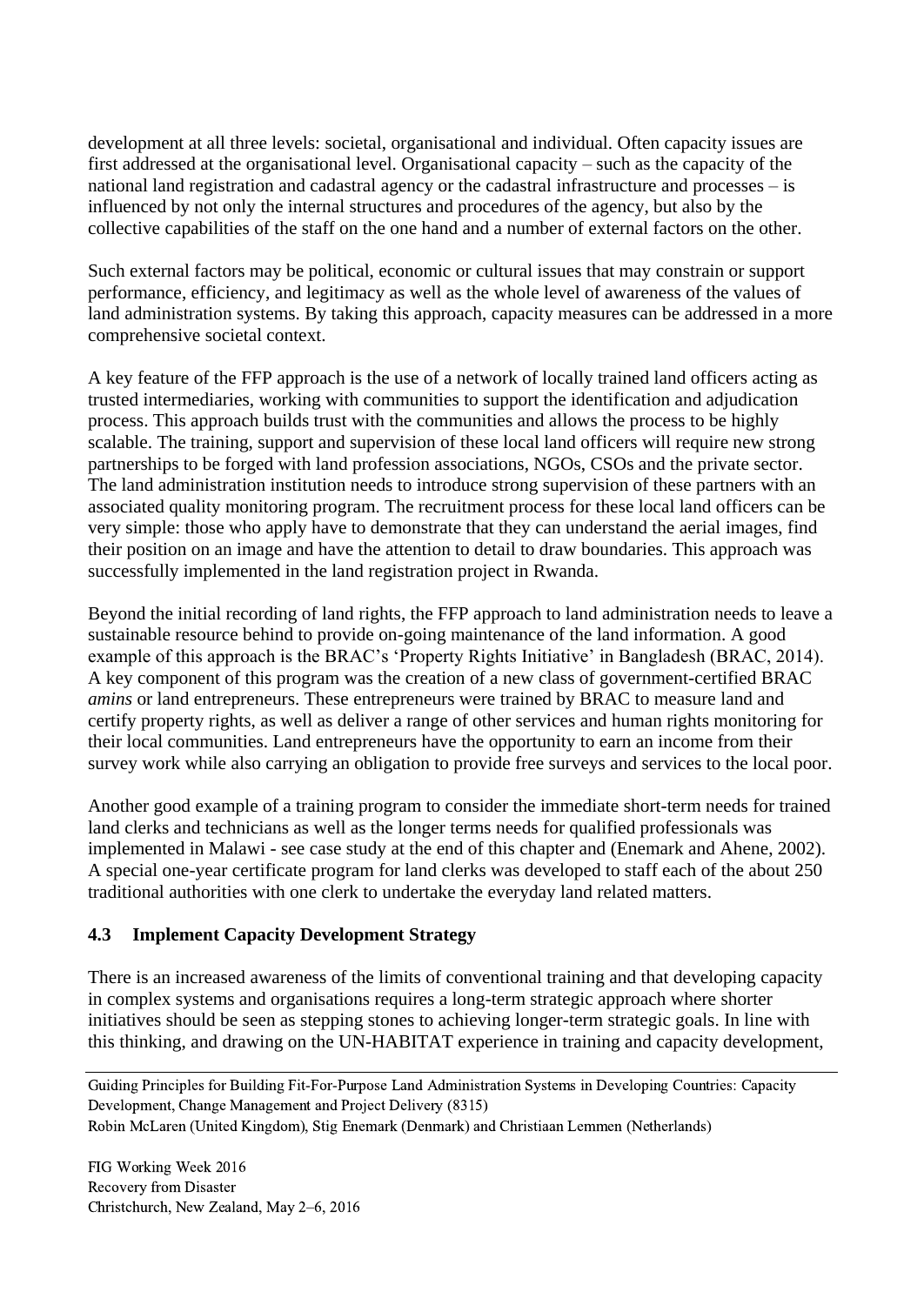development at all three levels: societal, organisational and individual. Often capacity issues are first addressed at the organisational level. Organisational capacity – such as the capacity of the national land registration and cadastral agency or the cadastral infrastructure and processes – is influenced by not only the internal structures and procedures of the agency, but also by the collective capabilities of the staff on the one hand and a number of external factors on the other.

Such external factors may be political, economic or cultural issues that may constrain or support performance, efficiency, and legitimacy as well as the whole level of awareness of the values of land administration systems. By taking this approach, capacity measures can be addressed in a more comprehensive societal context.

A key feature of the FFP approach is the use of a network of locally trained land officers acting as trusted intermediaries, working with communities to support the identification and adjudication process. This approach builds trust with the communities and allows the process to be highly scalable. The training, support and supervision of these local land officers will require new strong partnerships to be forged with land profession associations, NGOs, CSOs and the private sector. The land administration institution needs to introduce strong supervision of these partners with an associated quality monitoring program. The recruitment process for these local land officers can be very simple: those who apply have to demonstrate that they can understand the aerial images, find their position on an image and have the attention to detail to draw boundaries. This approach was successfully implemented in the land registration project in Rwanda.

Beyond the initial recording of land rights, the FFP approach to land administration needs to leave a sustainable resource behind to provide on-going maintenance of the land information. A good example of this approach is the BRAC's 'Property Rights Initiative' in Bangladesh (BRAC, 2014). A key component of this program was the creation of a new class of government-certified BRAC *amins* or land entrepreneurs. These entrepreneurs were trained by BRAC to measure land and certify property rights, as well as deliver a range of other services and human rights monitoring for their local communities. Land entrepreneurs have the opportunity to earn an income from their survey work while also carrying an obligation to provide free surveys and services to the local poor.

Another good example of a training program to consider the immediate short-term needs for trained land clerks and technicians as well as the longer terms needs for qualified professionals was implemented in Malawi - see case study at the end of this chapter and (Enemark and Ahene, 2002). A special one-year certificate program for land clerks was developed to staff each of the about 250 traditional authorities with one clerk to undertake the everyday land related matters.

### 4.3 Implement Capacity Development Strategy

There is an increased awareness of the limits of conventional training and that developing capacity in complex systems and organisations requires a long-term strategic approach where shorter initiatives should be seen as stepping stones to achieving longer-term strategic goals. In line with this thinking, and drawing on the UN-HABITAT experience in training and capacity development,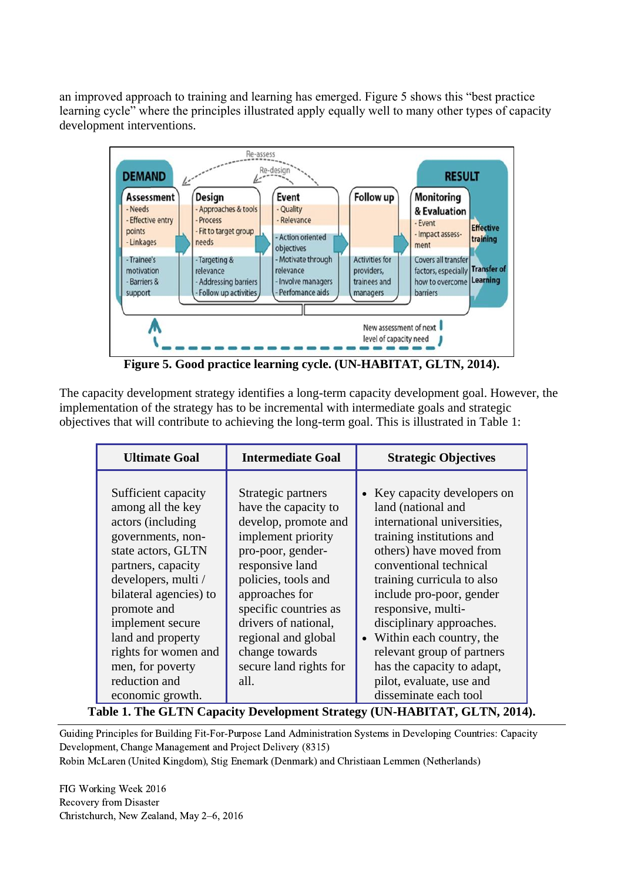an improved approach to training and learning has emerged. Figure 5 shows this "best practice learning cycle" where the principles illustrated apply equally well to many other types of capacity development interventions.

Re-assess
Re-design
DEMAND
RESULT
Assessment
- Needs
- Effective entry points
- Linkages
- Trainee's motivation
- Barriers & support
Design
- Approaches & tools
- Process
- Fit to target group needs
- Targeting & relevance
- Addressing barriers
- Follow up activities
Event
- Quality
- Relevance
- Action oriented objectives
- Motivate through relevance
- Involve managers
- Perfomance aids
Follow up
Activities for providers, trainees and managers
Monitoring & Evaluation
- Event
- Impact assess-ment
Covers all transfer factors, especially how to overcome barriers
Effective training
Transfer of Learning
New assessment of next level of capacity need

**Figure 5. Good practice learning cycle. (UN-HABITAT, GLTN, 2014).**

The capacity development strategy identifies a long-term capacity development goal. However, the implementation of the strategy has to be incremental with intermediate goals and strategic objectives that will contribute to achieving the long-term goal. This is illustrated in Table 1:

| Ultimate Goal | Intermediate Goal | Strategic Objectives |
|---|---|---|
| Sufficient capacity among all the key actors (including governments, non-state actors, GLTN partners, capacity developers, multi / bilateral agencies) to promote and implement secure land and property rights for women and men, for poverty reduction and economic growth. | Strategic partners have the capacity to develop, promote and implement priority pro-poor, gender-responsive land policies, tools and approaches for specific countries as drivers of national, regional and global change towards secure land rights for all. | • Key capacity developers on land (national and international universities, training institutions and others) have moved from conventional technical training curricula to also include pro-poor, gender responsive, multi-disciplinary approaches.<br>• Within each country, the relevant group of partners has the capacity to adapt, pilot, evaluate, use and disseminate each tool |

**Table 1. The GLTN Capacity Development Strategy (UN-HABITAT, GLTN, 2014).**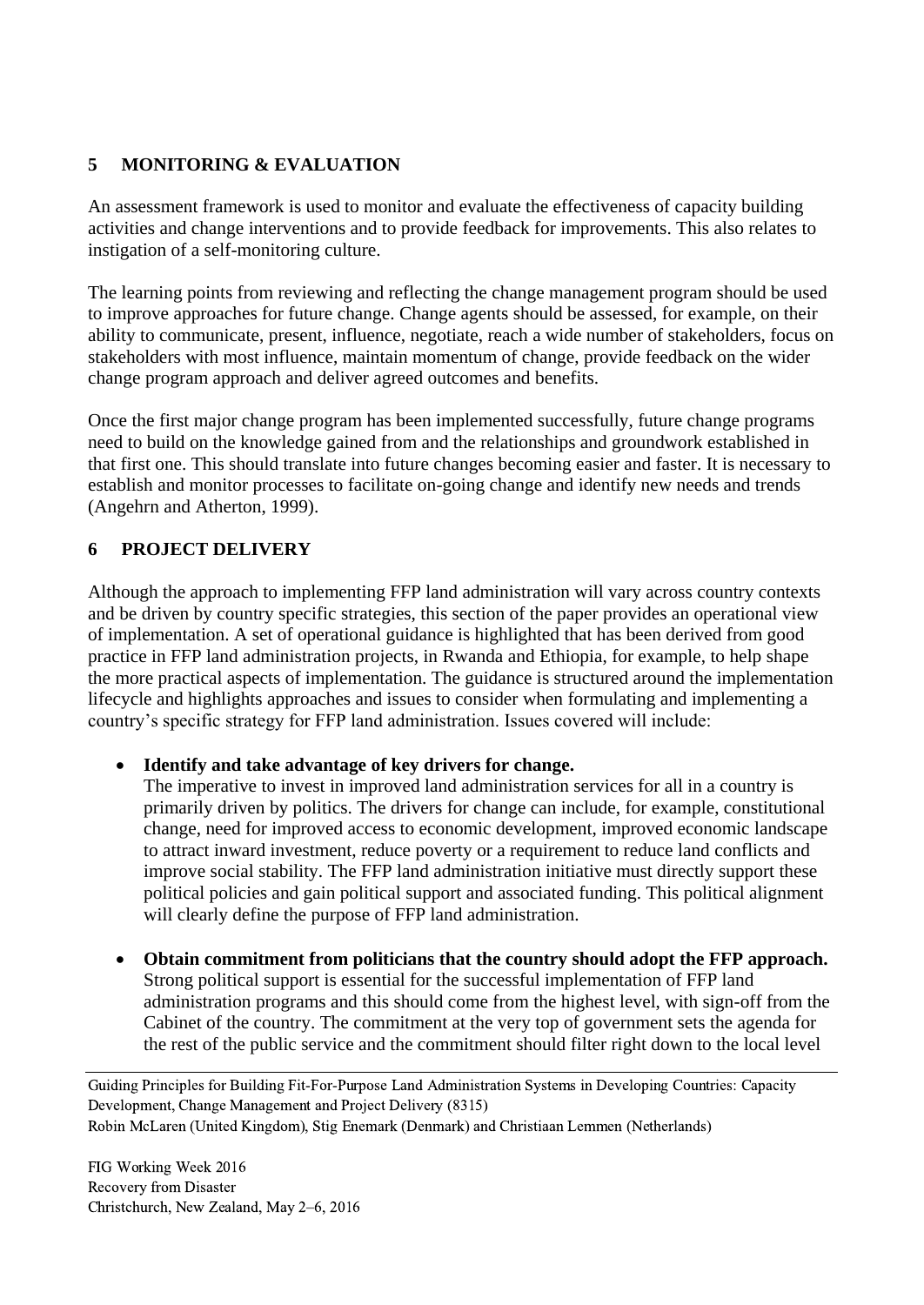## 5 MONITORING & EVALUATION

An assessment framework is used to monitor and evaluate the effectiveness of capacity building activities and change interventions and to provide feedback for improvements. This also relates to instigation of a self-monitoring culture.

The learning points from reviewing and reflecting the change management program should be used to improve approaches for future change. Change agents should be assessed, for example, on their ability to communicate, present, influence, negotiate, reach a wide number of stakeholders, focus on stakeholders with most influence, maintain momentum of change, provide feedback on the wider change program approach and deliver agreed outcomes and benefits.

Once the first major change program has been implemented successfully, future change programs need to build on the knowledge gained from and the relationships and groundwork established in that first one. This should translate into future changes becoming easier and faster. It is necessary to establish and monitor processes to facilitate on-going change and identify new needs and trends (Angehrn and Atherton, 1999).

## 6 PROJECT DELIVERY

Although the approach to implementing FFP land administration will vary across country contexts and be driven by country specific strategies, this section of the paper provides an operational view of implementation. A set of operational guidance is highlighted that has been derived from good practice in FFP land administration projects, in Rwanda and Ethiopia, for example, to help shape the more practical aspects of implementation. The guidance is structured around the implementation lifecycle and highlights approaches and issues to consider when formulating and implementing a country's specific strategy for FFP land administration. Issues covered will include:

- **Identify and take advantage of key drivers for change.**
  The imperative to invest in improved land administration services for all in a country is primarily driven by politics. The drivers for change can include, for example, constitutional change, need for improved access to economic development, improved economic landscape to attract inward investment, reduce poverty or a requirement to reduce land conflicts and improve social stability. The FFP land administration initiative must directly support these political policies and gain political support and associated funding. This political alignment will clearly define the purpose of FFP land administration.

- **Obtain commitment from politicians that the country should adopt the FFP approach.**
  Strong political support is essential for the successful implementation of FFP land administration programs and this should come from the highest level, with sign-off from the Cabinet of the country. The commitment at the very top of government sets the agenda for the rest of the public service and the commitment should filter right down to the local level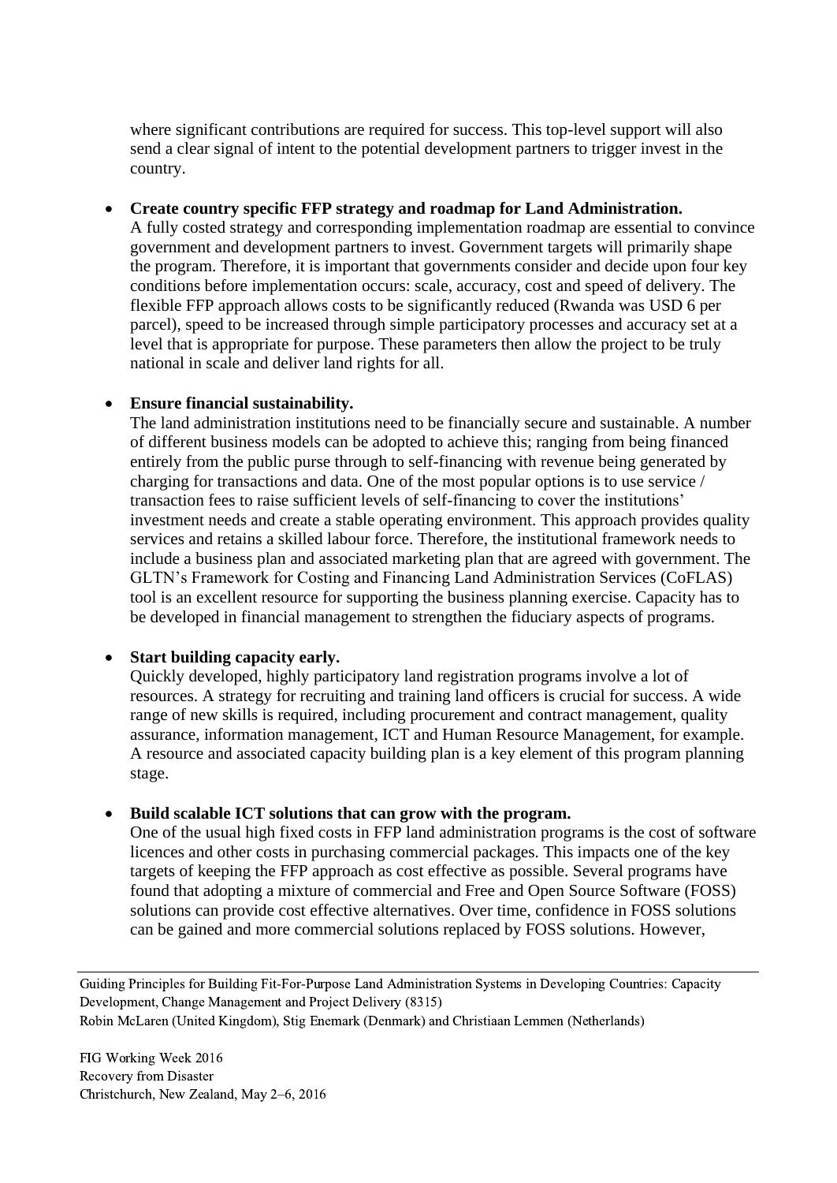where significant contributions are required for success. This top-level support will also send a clear signal of intent to the potential development partners to trigger invest in the country.

- **Create country specific FFP strategy and roadmap for Land Administration.**
  A fully costed strategy and corresponding implementation roadmap are essential to convince government and development partners to invest. Government targets will primarily shape the program. Therefore, it is important that governments consider and decide upon four key conditions before implementation occurs: scale, accuracy, cost and speed of delivery. The flexible FFP approach allows costs to be significantly reduced (Rwanda was USD 6 per parcel), speed to be increased through simple participatory processes and accuracy set at a level that is appropriate for purpose. These parameters then allow the project to be truly national in scale and deliver land rights for all.

- **Ensure financial sustainability.**
  The land administration institutions need to be financially secure and sustainable. A number of different business models can be adopted to achieve this; ranging from being financed entirely from the public purse through to self-financing with revenue being generated by charging for transactions and data. One of the most popular options is to use service / transaction fees to raise sufficient levels of self-financing to cover the institutions' investment needs and create a stable operating environment. This approach provides quality services and retains a skilled labour force. Therefore, the institutional framework needs to include a business plan and associated marketing plan that are agreed with government. The GLTN's Framework for Costing and Financing Land Administration Services (CoFLAS) tool is an excellent resource for supporting the business planning exercise. Capacity has to be developed in financial management to strengthen the fiduciary aspects of programs.

- **Start building capacity early.**
  Quickly developed, highly participatory land registration programs involve a lot of resources. A strategy for recruiting and training land officers is crucial for success. A wide range of new skills is required, including procurement and contract management, quality assurance, information management, ICT and Human Resource Management, for example. A resource and associated capacity building plan is a key element of this program planning stage.

- **Build scalable ICT solutions that can grow with the program.**
  One of the usual high fixed costs in FFP land administration programs is the cost of software licences and other costs in purchasing commercial packages. This impacts one of the key targets of keeping the FFP approach as cost effective as possible. Several programs have found that adopting a mixture of commercial and Free and Open Source Software (FOSS) solutions can provide cost effective alternatives. Over time, confidence in FOSS solutions can be gained and more commercial solutions replaced by FOSS solutions. However,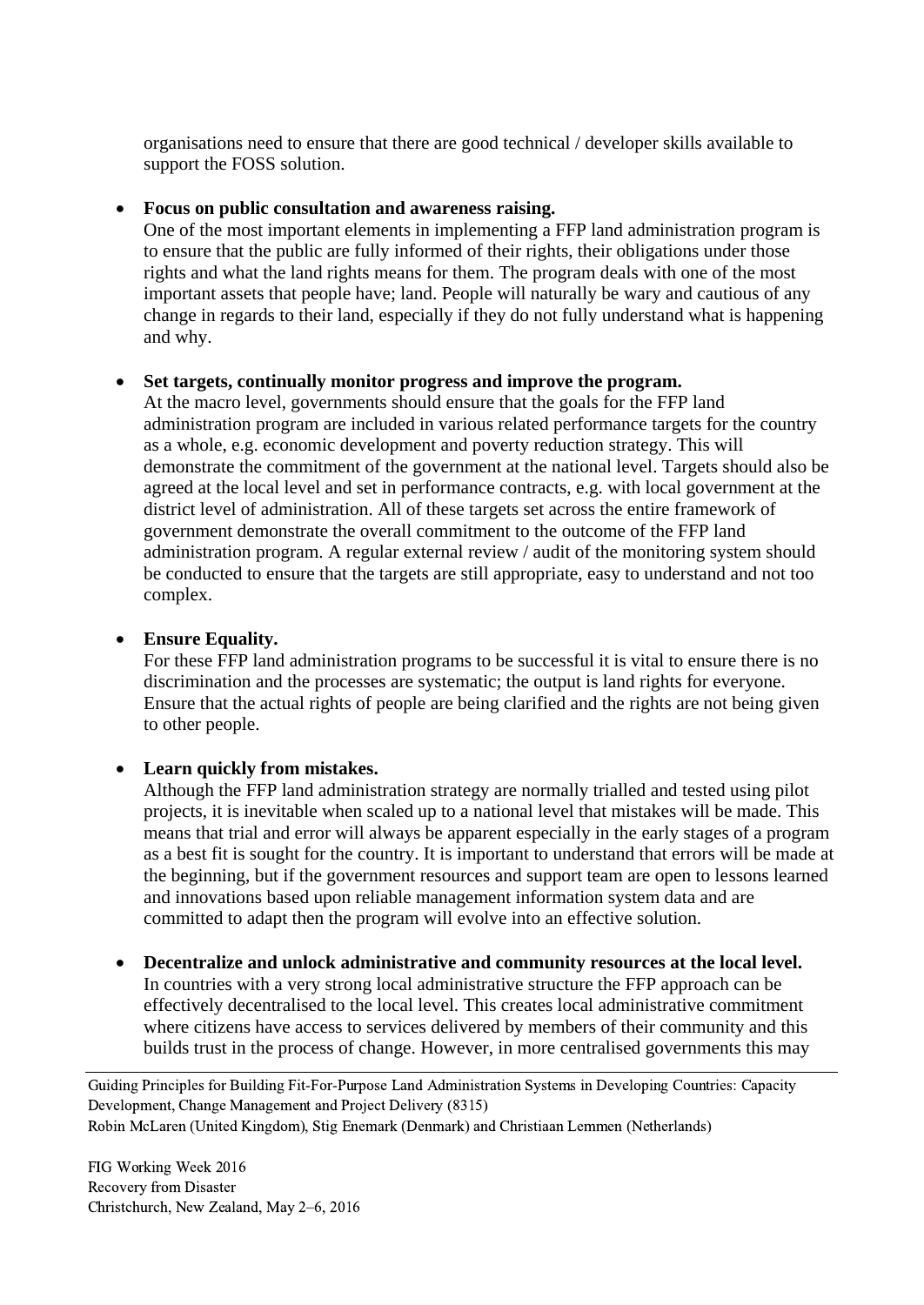organisations need to ensure that there are good technical / developer skills available to support the FOSS solution.

- **Focus on public consultation and awareness raising.**
  One of the most important elements in implementing a FFP land administration program is to ensure that the public are fully informed of their rights, their obligations under those rights and what the land rights means for them. The program deals with one of the most important assets that people have; land. People will naturally be wary and cautious of any change in regards to their land, especially if they do not fully understand what is happening and why.

- **Set targets, continually monitor progress and improve the program.**
  At the macro level, governments should ensure that the goals for the FFP land administration program are included in various related performance targets for the country as a whole, e.g. economic development and poverty reduction strategy. This will demonstrate the commitment of the government at the national level. Targets should also be agreed at the local level and set in performance contracts, e.g. with local government at the district level of administration. All of these targets set across the entire framework of government demonstrate the overall commitment to the outcome of the FFP land administration program. A regular external review / audit of the monitoring system should be conducted to ensure that the targets are still appropriate, easy to understand and not too complex.

- **Ensure Equality.**
  For these FFP land administration programs to be successful it is vital to ensure there is no discrimination and the processes are systematic; the output is land rights for everyone. Ensure that the actual rights of people are being clarified and the rights are not being given to other people.

- **Learn quickly from mistakes.**
  Although the FFP land administration strategy are normally trialled and tested using pilot projects, it is inevitable when scaled up to a national level that mistakes will be made. This means that trial and error will always be apparent especially in the early stages of a program as a best fit is sought for the country. It is important to understand that errors will be made at the beginning, but if the government resources and support team are open to lessons learned and innovations based upon reliable management information system data and are committed to adapt then the program will evolve into an effective solution.

- **Decentralize and unlock administrative and community resources at the local level.**
  In countries with a very strong local administrative structure the FFP approach can be effectively decentralised to the local level. This creates local administrative commitment where citizens have access to services delivered by members of their community and this builds trust in the process of change. However, in more centralised governments this may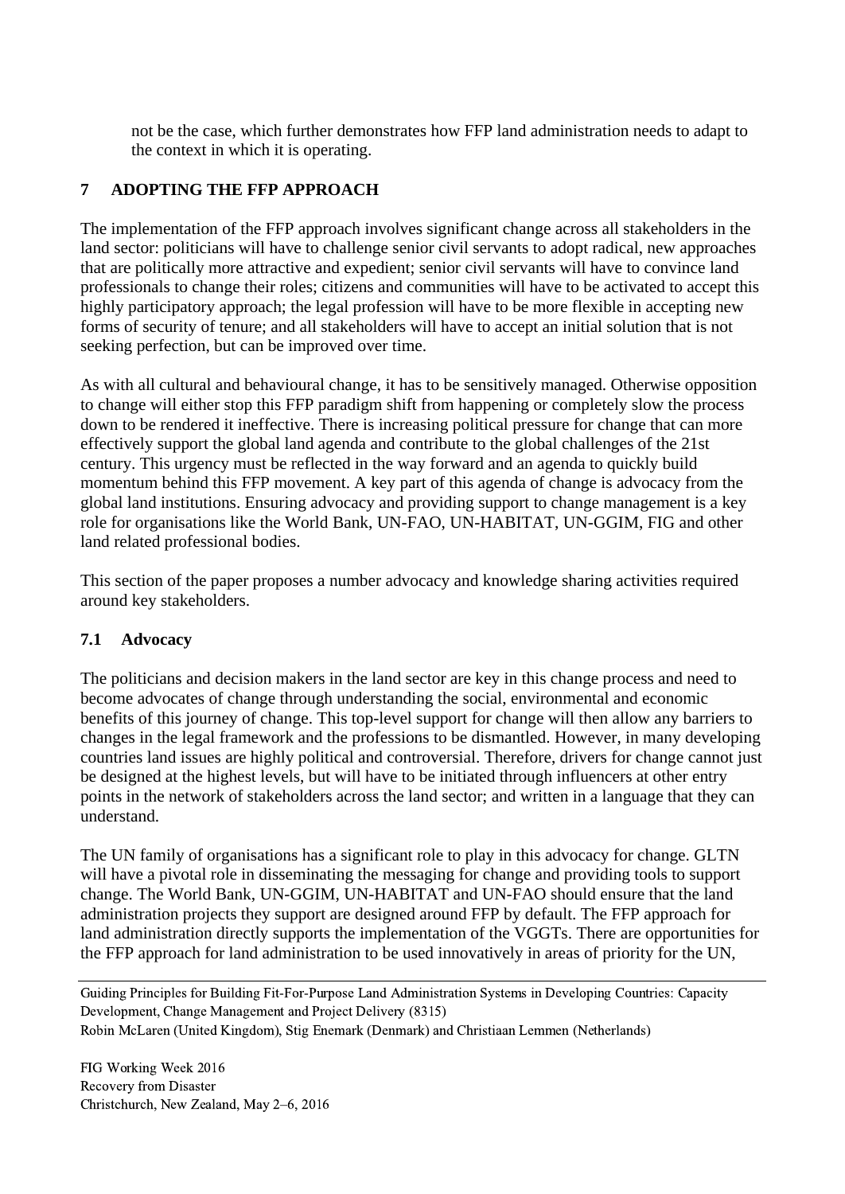not be the case, which further demonstrates how FFP land administration needs to adapt to the context in which it is operating.

## 7 ADOPTING THE FFP APPROACH

The implementation of the FFP approach involves significant change across all stakeholders in the land sector: politicians will have to challenge senior civil servants to adopt radical, new approaches that are politically more attractive and expedient; senior civil servants will have to convince land professionals to change their roles; citizens and communities will have to be activated to accept this highly participatory approach; the legal profession will have to be more flexible in accepting new forms of security of tenure; and all stakeholders will have to accept an initial solution that is not seeking perfection, but can be improved over time.

As with all cultural and behavioural change, it has to be sensitively managed. Otherwise opposition to change will either stop this FFP paradigm shift from happening or completely slow the process down to be rendered it ineffective. There is increasing political pressure for change that can more effectively support the global land agenda and contribute to the global challenges of the 21st century. This urgency must be reflected in the way forward and an agenda to quickly build momentum behind this FFP movement. A key part of this agenda of change is advocacy from the global land institutions. Ensuring advocacy and providing support to change management is a key role for organisations like the World Bank, UN-FAO, UN-HABITAT, UN-GGIM, FIG and other land related professional bodies.

This section of the paper proposes a number advocacy and knowledge sharing activities required around key stakeholders.

### 7.1 Advocacy

The politicians and decision makers in the land sector are key in this change process and need to become advocates of change through understanding the social, environmental and economic benefits of this journey of change. This top-level support for change will then allow any barriers to changes in the legal framework and the professions to be dismantled. However, in many developing countries land issues are highly political and controversial. Therefore, drivers for change cannot just be designed at the highest levels, but will have to be initiated through influencers at other entry points in the network of stakeholders across the land sector; and written in a language that they can understand.

The UN family of organisations has a significant role to play in this advocacy for change. GLTN will have a pivotal role in disseminating the messaging for change and providing tools to support change. The World Bank, UN-GGIM, UN-HABITAT and UN-FAO should ensure that the land administration projects they support are designed around FFP by default. The FFP approach for land administration directly supports the implementation of the VGGTs. There are opportunities for the FFP approach for land administration to be used innovatively in areas of priority for the UN,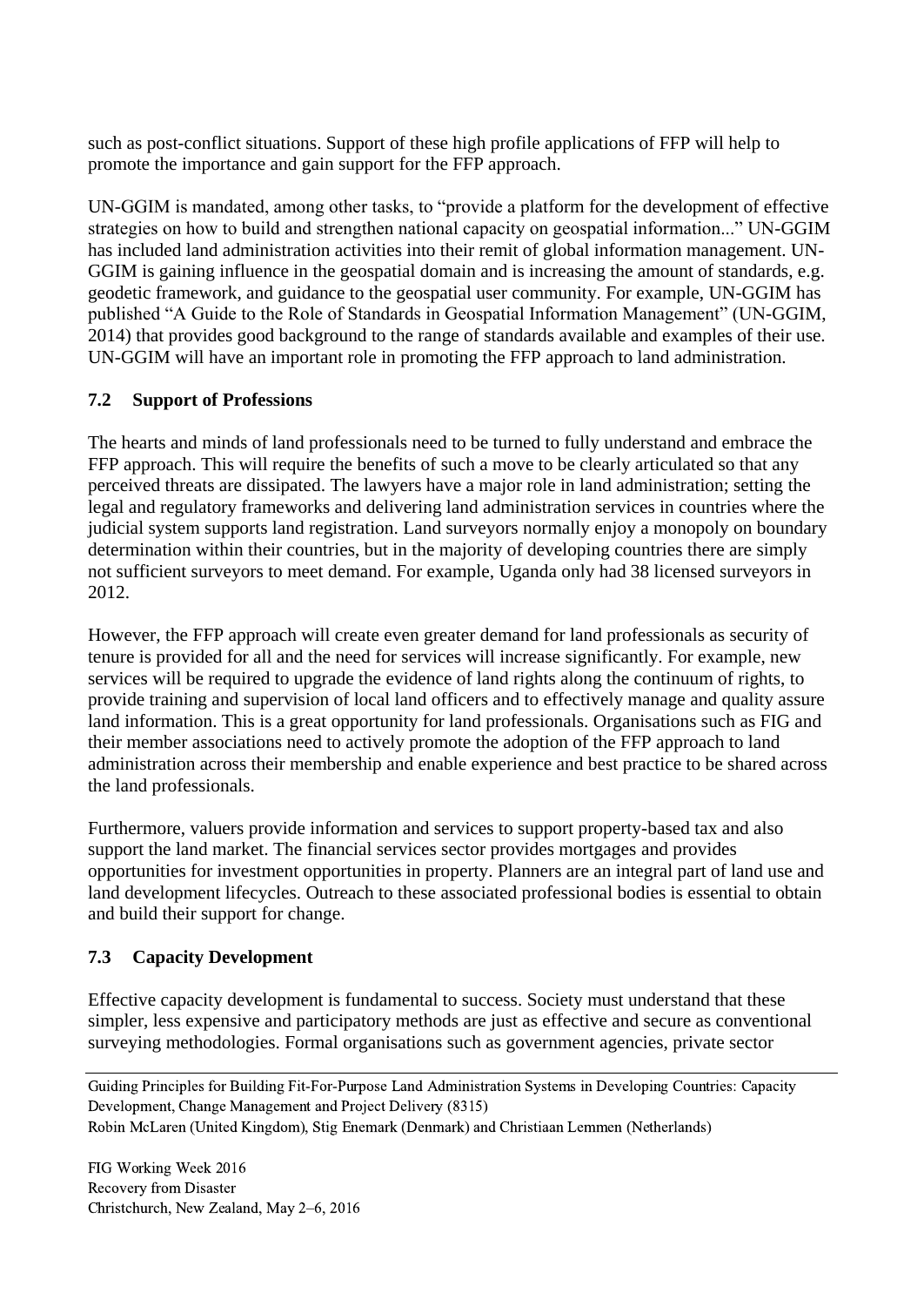such as post-conflict situations. Support of these high profile applications of FFP will help to promote the importance and gain support for the FFP approach.

UN-GGIM is mandated, among other tasks, to "provide a platform for the development of effective strategies on how to build and strengthen national capacity on geospatial information..." UN-GGIM has included land administration activities into their remit of global information management. UN-GGIM is gaining influence in the geospatial domain and is increasing the amount of standards, e.g. geodetic framework, and guidance to the geospatial user community. For example, UN-GGIM has published "A Guide to the Role of Standards in Geospatial Information Management" (UN-GGIM, 2014) that provides good background to the range of standards available and examples of their use. UN-GGIM will have an important role in promoting the FFP approach to land administration.

### 7.2 Support of Professions

The hearts and minds of land professionals need to be turned to fully understand and embrace the FFP approach. This will require the benefits of such a move to be clearly articulated so that any perceived threats are dissipated. The lawyers have a major role in land administration; setting the legal and regulatory frameworks and delivering land administration services in countries where the judicial system supports land registration. Land surveyors normally enjoy a monopoly on boundary determination within their countries, but in the majority of developing countries there are simply not sufficient surveyors to meet demand. For example, Uganda only had 38 licensed surveyors in 2012.

However, the FFP approach will create even greater demand for land professionals as security of tenure is provided for all and the need for services will increase significantly. For example, new services will be required to upgrade the evidence of land rights along the continuum of rights, to provide training and supervision of local land officers and to effectively manage and quality assure land information. This is a great opportunity for land professionals. Organisations such as FIG and their member associations need to actively promote the adoption of the FFP approach to land administration across their membership and enable experience and best practice to be shared across the land professionals.

Furthermore, valuers provide information and services to support property-based tax and also support the land market. The financial services sector provides mortgages and provides opportunities for investment opportunities in property. Planners are an integral part of land use and land development lifecycles. Outreach to these associated professional bodies is essential to obtain and build their support for change.

### 7.3 Capacity Development

Effective capacity development is fundamental to success. Society must understand that these simpler, less expensive and participatory methods are just as effective and secure as conventional surveying methodologies. Formal organisations such as government agencies, private sector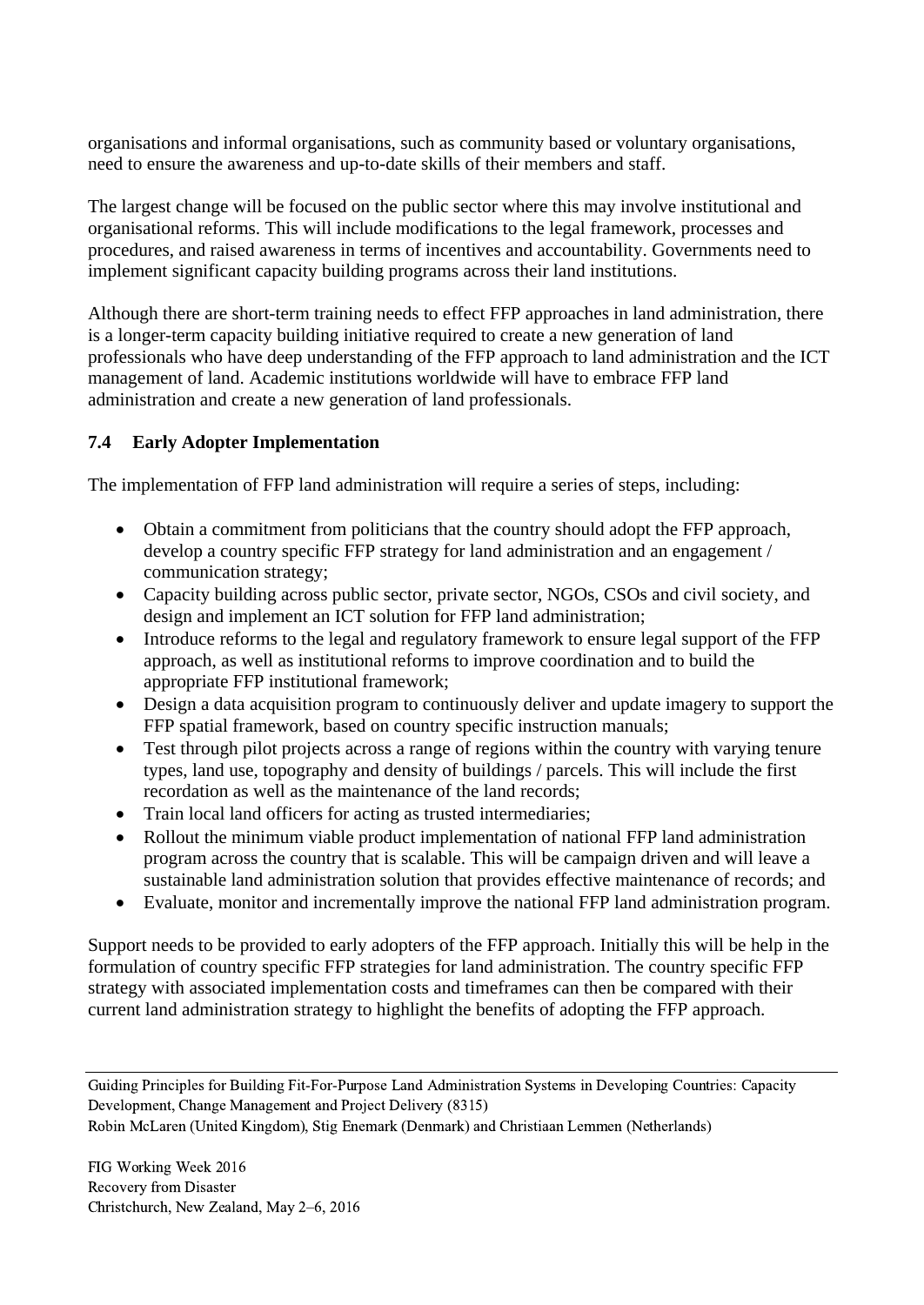organisations and informal organisations, such as community based or voluntary organisations, need to ensure the awareness and up-to-date skills of their members and staff.

The largest change will be focused on the public sector where this may involve institutional and organisational reforms. This will include modifications to the legal framework, processes and procedures, and raised awareness in terms of incentives and accountability. Governments need to implement significant capacity building programs across their land institutions.

Although there are short-term training needs to effect FFP approaches in land administration, there is a longer-term capacity building initiative required to create a new generation of land professionals who have deep understanding of the FFP approach to land administration and the ICT management of land. Academic institutions worldwide will have to embrace FFP land administration and create a new generation of land professionals.

### 7.4 Early Adopter Implementation

The implementation of FFP land administration will require a series of steps, including:

- Obtain a commitment from politicians that the country should adopt the FFP approach, develop a country specific FFP strategy for land administration and an engagement / communication strategy;
- Capacity building across public sector, private sector, NGOs, CSOs and civil society, and design and implement an ICT solution for FFP land administration;
- Introduce reforms to the legal and regulatory framework to ensure legal support of the FFP approach, as well as institutional reforms to improve coordination and to build the appropriate FFP institutional framework;
- Design a data acquisition program to continuously deliver and update imagery to support the FFP spatial framework, based on country specific instruction manuals;
- Test through pilot projects across a range of regions within the country with varying tenure types, land use, topography and density of buildings / parcels. This will include the first recordation as well as the maintenance of the land records;
- Train local land officers for acting as trusted intermediaries;
- Rollout the minimum viable product implementation of national FFP land administration program across the country that is scalable. This will be campaign driven and will leave a sustainable land administration solution that provides effective maintenance of records; and
- Evaluate, monitor and incrementally improve the national FFP land administration program.

Support needs to be provided to early adopters of the FFP approach. Initially this will be help in the formulation of country specific FFP strategies for land administration. The country specific FFP strategy with associated implementation costs and timeframes can then be compared with their current land administration strategy to highlight the benefits of adopting the FFP approach.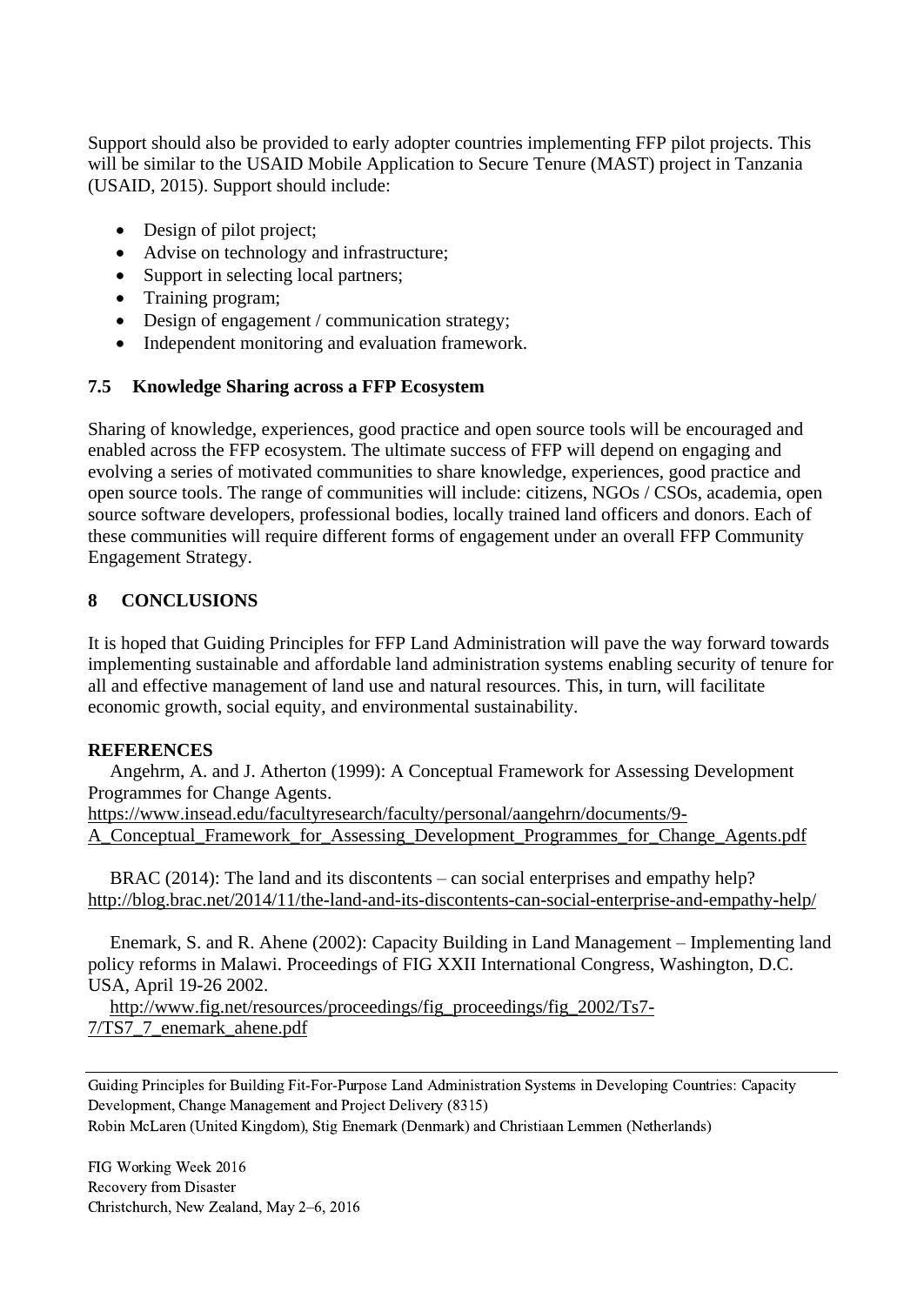Support should also be provided to early adopter countries implementing FFP pilot projects. This will be similar to the USAID Mobile Application to Secure Tenure (MAST) project in Tanzania (USAID, 2015). Support should include:

- Design of pilot project;
- Advise on technology and infrastructure;
- Support in selecting local partners;
- Training program;
- Design of engagement / communication strategy;
- Independent monitoring and evaluation framework.

### 7.5 Knowledge Sharing across a FFP Ecosystem

Sharing of knowledge, experiences, good practice and open source tools will be encouraged and enabled across the FFP ecosystem. The ultimate success of FFP will depend on engaging and evolving a series of motivated communities to share knowledge, experiences, good practice and open source tools. The range of communities will include: citizens, NGOs / CSOs, academia, open source software developers, professional bodies, locally trained land officers and donors. Each of these communities will require different forms of engagement under an overall FFP Community Engagement Strategy.

## 8 CONCLUSIONS

It is hoped that Guiding Principles for FFP Land Administration will pave the way forward towards implementing sustainable and affordable land administration systems enabling security of tenure for all and effective management of land use and natural resources. This, in turn, will facilitate economic growth, social equity, and environmental sustainability.

## REFERENCES

Angehrm, A. and J. Atherton (1999): A Conceptual Framework for Assessing Development Programmes for Change Agents. https://www.insead.edu/facultyresearch/faculty/personal/aangehrn/documents/9-A_Conceptual_Framework_for_Assessing_Development_Programmes_for_Change_Agents.pdf

BRAC (2014): The land and its discontents – can social enterprises and empathy help? http://blog.brac.net/2014/11/the-land-and-its-discontents-can-social-enterprise-and-empathy-help/

Enemark, S. and R. Ahene (2002): Capacity Building in Land Management – Implementing land policy reforms in Malawi. Proceedings of FIG XXII International Congress, Washington, D.C. USA, April 19-26 2002. http://www.fig.net/resources/proceedings/fig_proceedings/fig_2002/Ts7-7/TS7_7_enemark_ahene.pdf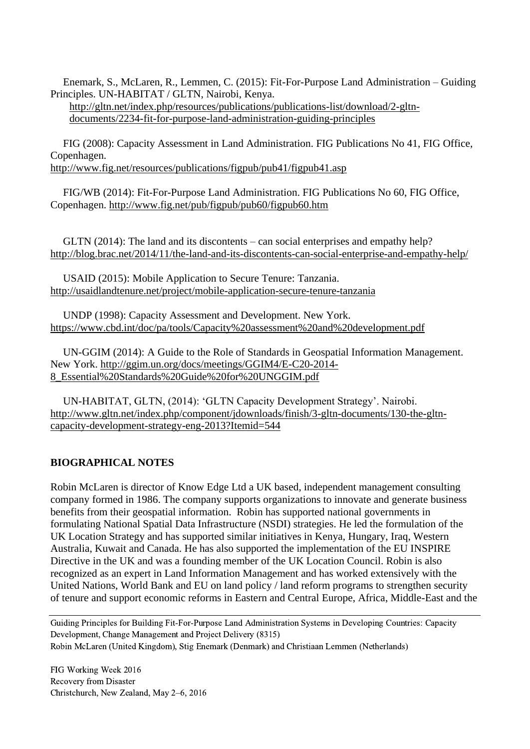Enemark, S., McLaren, R., Lemmen, C. (2015): Fit-For-Purpose Land Administration – Guiding Principles. UN-HABITAT / GLTN, Nairobi, Kenya. http://gltn.net/index.php/resources/publications/publications-list/download/2-gltn-documents/2234-fit-for-purpose-land-administration-guiding-principles

FIG (2008): Capacity Assessment in Land Administration. FIG Publications No 41, FIG Office, Copenhagen. http://www.fig.net/resources/publications/figpub/pub41/figpub41.asp

FIG/WB (2014): Fit-For-Purpose Land Administration. FIG Publications No 60, FIG Office, Copenhagen. http://www.fig.net/pub/figpub/pub60/figpub60.htm

GLTN (2014): The land and its discontents – can social enterprises and empathy help? http://blog.brac.net/2014/11/the-land-and-its-discontents-can-social-enterprise-and-empathy-help/

USAID (2015): Mobile Application to Secure Tenure: Tanzania. http://usaidlandtenure.net/project/mobile-application-secure-tenure-tanzania

UNDP (1998): Capacity Assessment and Development. New York. https://www.cbd.int/doc/pa/tools/Capacity%20assessment%20and%20development.pdf

UN-GGIM (2014): A Guide to the Role of Standards in Geospatial Information Management. New York. http://ggim.un.org/docs/meetings/GGIM4/E-C20-2014-8_Essential%20Standards%20Guide%20for%20UNGGIM.pdf

UN-HABITAT, GLTN, (2014): 'GLTN Capacity Development Strategy'. Nairobi. http://www.gltn.net/index.php/component/jdownloads/finish/3-gltn-documents/130-the-gltn-capacity-development-strategy-eng-2013?Itemid=544

## BIOGRAPHICAL NOTES

Robin McLaren is director of Know Edge Ltd a UK based, independent management consulting company formed in 1986. The company supports organizations to innovate and generate business benefits from their geospatial information. Robin has supported national governments in formulating National Spatial Data Infrastructure (NSDI) strategies. He led the formulation of the UK Location Strategy and has supported similar initiatives in Kenya, Hungary, Iraq, Western Australia, Kuwait and Canada. He has also supported the implementation of the EU INSPIRE Directive in the UK and was a founding member of the UK Location Council. Robin is also recognized as an expert in Land Information Management and has worked extensively with the United Nations, World Bank and EU on land policy / land reform programs to strengthen security of tenure and support economic reforms in Eastern and Central Europe, Africa, Middle-East and the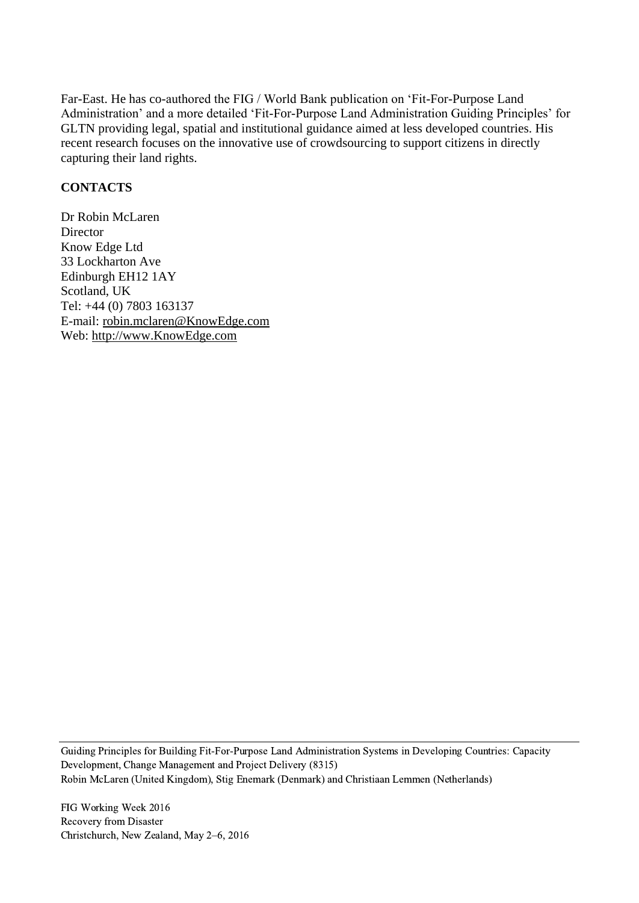Far-East. He has co-authored the FIG / World Bank publication on 'Fit-For-Purpose Land Administration' and a more detailed 'Fit-For-Purpose Land Administration Guiding Principles' for GLTN providing legal, spatial and institutional guidance aimed at less developed countries. His recent research focuses on the innovative use of crowdsourcing to support citizens in directly capturing their land rights.

**CONTACTS**

Dr Robin McLaren
Director
Know Edge Ltd
33 Lockharton Ave
Edinburgh EH12 1AY
Scotland, UK
Tel: +44 (0) 7803 163137
E-mail: robin.mclaren@KnowEdge.com
Web: http://www.KnowEdge.com